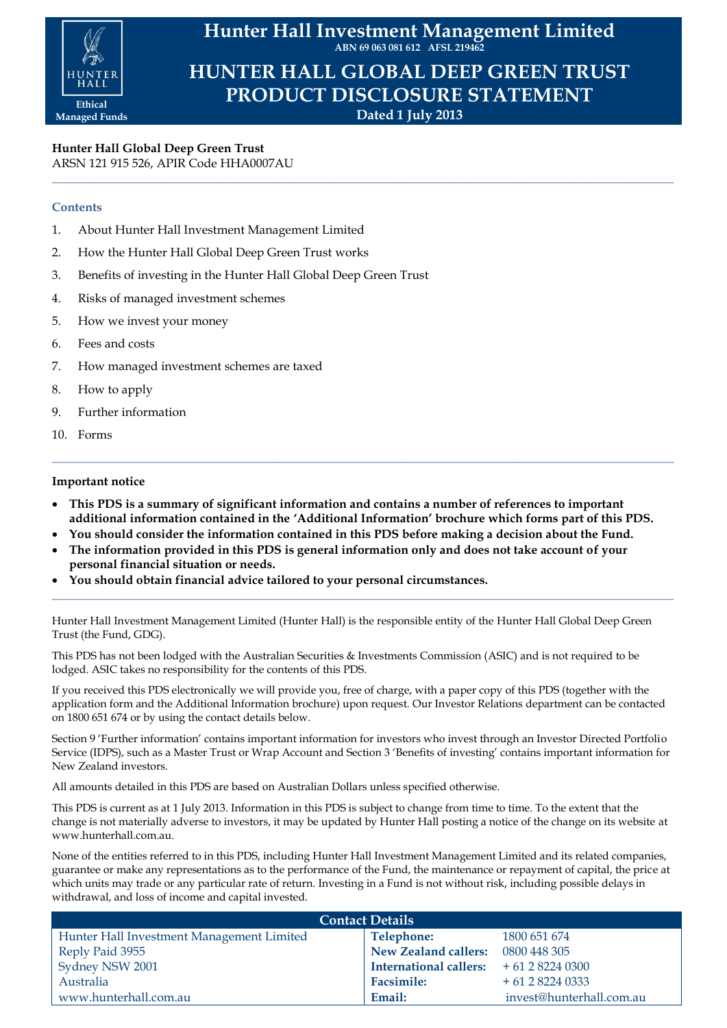# Hunter Hall Investment Management Limited

ABN 69 063 081 612 AFSL 219462

# HUNTER HALL GLOBAL DEEP GREEN TRUST PRODUCT DISCLOSURE STATEMENT

**Dated 1 July 2013**

Ethical Managed Funds

**Hunter Hall Global Deep Green Trust**
ARSN 121 915 526, APIR Code HHA0007AU

## Contents

1. About Hunter Hall Investment Management Limited
2. How the Hunter Hall Global Deep Green Trust works
3. Benefits of investing in the Hunter Hall Global Deep Green Trust
4. Risks of managed investment schemes
5. How we invest your money
6. Fees and costs
7. How managed investment schemes are taxed
8. How to apply
9. Further information
10. Forms

## Important notice

- **This PDS is a summary of significant information and contains a number of references to important additional information contained in the 'Additional Information' brochure which forms part of this PDS.**
- **You should consider the information contained in this PDS before making a decision about the Fund.**
- **The information provided in this PDS is general information only and does not take account of your personal financial situation or needs.**
- **You should obtain financial advice tailored to your personal circumstances.**

Hunter Hall Investment Management Limited (Hunter Hall) is the responsible entity of the Hunter Hall Global Deep Green Trust (the Fund, GDG).

This PDS has not been lodged with the Australian Securities & Investments Commission (ASIC) and is not required to be lodged. ASIC takes no responsibility for the contents of this PDS.

If you received this PDS electronically we will provide you, free of charge, with a paper copy of this PDS (together with the application form and the Additional Information brochure) upon request. Our Investor Relations department can be contacted on 1800 651 674 or by using the contact details below.

Section 9 'Further information' contains important information for investors who invest through an Investor Directed Portfolio Service (IDPS), such as a Master Trust or Wrap Account and Section 3 'Benefits of investing' contains important information for New Zealand investors.

All amounts detailed in this PDS are based on Australian Dollars unless specified otherwise.

This PDS is current as at 1 July 2013. Information in this PDS is subject to change from time to time. To the extent that the change is not materially adverse to investors, it may be updated by Hunter Hall posting a notice of the change on its website at www.hunterhall.com.au.

None of the entities referred to in this PDS, including Hunter Hall Investment Management Limited and its related companies, guarantee or make any representations as to the performance of the Fund, the maintenance or repayment of capital, the price at which units may trade or any particular rate of return. Investing in a Fund is not without risk, including possible delays in withdrawal, and loss of income and capital invested.

| Contact Details | | |
|---|---|---|
| Hunter Hall Investment Management Limited | **Telephone:** | 1800 651 674 |
| Reply Paid 3955 | **New Zealand callers:** | 0800 448 305 |
| Sydney NSW 2001 | **International callers:** | + 61 2 8224 0300 |
| Australia | **Facsimile:** | + 61 2 8224 0333 |
| www.hunterhall.com.au | **Email:** | invest@hunterhall.com.au |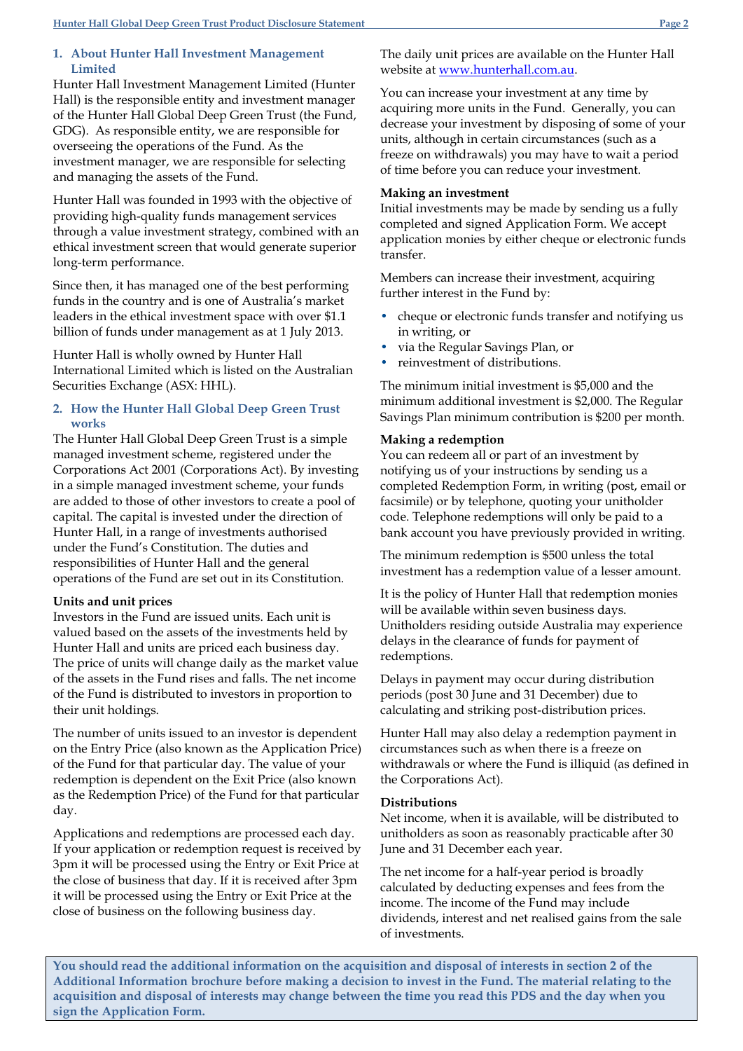## 1. About Hunter Hall Investment Management Limited

Hunter Hall Investment Management Limited (Hunter Hall) is the responsible entity and investment manager of the Hunter Hall Global Deep Green Trust (the Fund, GDG). As responsible entity, we are responsible for overseeing the operations of the Fund. As the investment manager, we are responsible for selecting and managing the assets of the Fund.

Hunter Hall was founded in 1993 with the objective of providing high-quality funds management services through a value investment strategy, combined with an ethical investment screen that would generate superior long-term performance.

Since then, it has managed one of the best performing funds in the country and is one of Australia's market leaders in the ethical investment space with over $1.1 billion of funds under management as at 1 July 2013.

Hunter Hall is wholly owned by Hunter Hall International Limited which is listed on the Australian Securities Exchange (ASX: HHL).

## 2. How the Hunter Hall Global Deep Green Trust works

The Hunter Hall Global Deep Green Trust is a simple managed investment scheme, registered under the Corporations Act 2001 (Corporations Act). By investing in a simple managed investment scheme, your funds are added to those of other investors to create a pool of capital. The capital is invested under the direction of Hunter Hall, in a range of investments authorised under the Fund's Constitution. The duties and responsibilities of Hunter Hall and the general operations of the Fund are set out in its Constitution.

**Units and unit prices**

Investors in the Fund are issued units. Each unit is valued based on the assets of the investments held by Hunter Hall and units are priced each business day. The price of units will change daily as the market value of the assets in the Fund rises and falls. The net income of the Fund is distributed to investors in proportion to their unit holdings.

The number of units issued to an investor is dependent on the Entry Price (also known as the Application Price) of the Fund for that particular day. The value of your redemption is dependent on the Exit Price (also known as the Redemption Price) of the Fund for that particular day.

Applications and redemptions are processed each day. If your application or redemption request is received by 3pm it will be processed using the Entry or Exit Price at the close of business that day. If it is received after 3pm it will be processed using the Entry or Exit Price at the close of business on the following business day.

The daily unit prices are available on the Hunter Hall website at www.hunterhall.com.au.

You can increase your investment at any time by acquiring more units in the Fund. Generally, you can decrease your investment by disposing of some of your units, although in certain circumstances (such as a freeze on withdrawals) you may have to wait a period of time before you can reduce your investment.

**Making an investment**

Initial investments may be made by sending us a fully completed and signed Application Form. We accept application monies by either cheque or electronic funds transfer.

Members can increase their investment, acquiring further interest in the Fund by:

- cheque or electronic funds transfer and notifying us in writing, or
- via the Regular Savings Plan, or
- reinvestment of distributions.

The minimum initial investment is $5,000 and the minimum additional investment is $2,000. The Regular Savings Plan minimum contribution is $200 per month.

**Making a redemption**

You can redeem all or part of an investment by notifying us of your instructions by sending us a completed Redemption Form, in writing (post, email or facsimile) or by telephone, quoting your unitholder code. Telephone redemptions will only be paid to a bank account you have previously provided in writing.

The minimum redemption is $500 unless the total investment has a redemption value of a lesser amount.

It is the policy of Hunter Hall that redemption monies will be available within seven business days. Unitholders residing outside Australia may experience delays in the clearance of funds for payment of redemptions.

Delays in payment may occur during distribution periods (post 30 June and 31 December) due to calculating and striking post-distribution prices.

Hunter Hall may also delay a redemption payment in circumstances such as when there is a freeze on withdrawals or where the Fund is illiquid (as defined in the Corporations Act).

**Distributions**

Net income, when it is available, will be distributed to unitholders as soon as reasonably practicable after 30 June and 31 December each year.

The net income for a half-year period is broadly calculated by deducting expenses and fees from the income. The income of the Fund may include dividends, interest and net realised gains from the sale of investments.

**You should read the additional information on the acquisition and disposal of interests in section 2 of the Additional Information brochure before making a decision to invest in the Fund. The material relating to the acquisition and disposal of interests may change between the time you read this PDS and the day when you sign the Application Form.**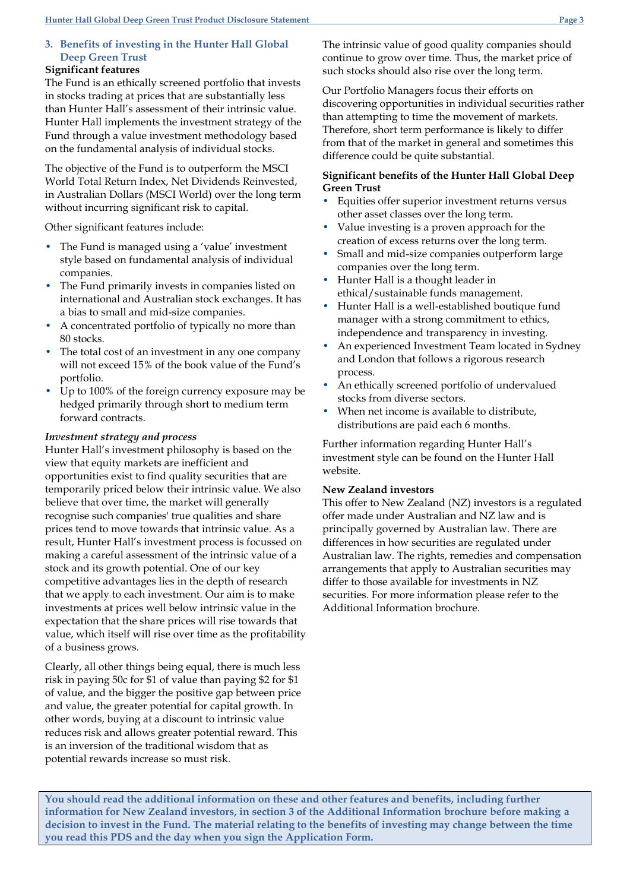## 3. Benefits of investing in the Hunter Hall Global Deep Green Trust

**Significant features**

The Fund is an ethically screened portfolio that invests in stocks trading at prices that are substantially less than Hunter Hall's assessment of their intrinsic value. Hunter Hall implements the investment strategy of the Fund through a value investment methodology based on the fundamental analysis of individual stocks.

The objective of the Fund is to outperform the MSCI World Total Return Index, Net Dividends Reinvested, in Australian Dollars (MSCI World) over the long term without incurring significant risk to capital.

Other significant features include:

- The Fund is managed using a 'value' investment style based on fundamental analysis of individual companies.
- The Fund primarily invests in companies listed on international and Australian stock exchanges. It has a bias to small and mid-size companies.
- A concentrated portfolio of typically no more than 80 stocks.
- The total cost of an investment in any one company will not exceed 15% of the book value of the Fund's portfolio.
- Up to 100% of the foreign currency exposure may be hedged primarily through short to medium term forward contracts.

*Investment strategy and process*

Hunter Hall's investment philosophy is based on the view that equity markets are inefficient and opportunities exist to find quality securities that are temporarily priced below their intrinsic value. We also believe that over time, the market will generally recognise such companies' true qualities and share prices tend to move towards that intrinsic value. As a result, Hunter Hall's investment process is focussed on making a careful assessment of the intrinsic value of a stock and its growth potential. One of our key competitive advantages lies in the depth of research that we apply to each investment. Our aim is to make investments at prices well below intrinsic value in the expectation that the share prices will rise towards that value, which itself will rise over time as the profitability of a business grows.

Clearly, all other things being equal, there is much less risk in paying 50c for $1 of value than paying $2 for $1 of value, and the bigger the positive gap between price and value, the greater potential for capital growth. In other words, buying at a discount to intrinsic value reduces risk and allows greater potential reward. This is an inversion of the traditional wisdom that as potential rewards increase so must risk.

The intrinsic value of good quality companies should continue to grow over time. Thus, the market price of such stocks should also rise over the long term.

Our Portfolio Managers focus their efforts on discovering opportunities in individual securities rather than attempting to time the movement of markets. Therefore, short term performance is likely to differ from that of the market in general and sometimes this difference could be quite substantial.

**Significant benefits of the Hunter Hall Global Deep Green Trust**

- Equities offer superior investment returns versus other asset classes over the long term.
- Value investing is a proven approach for the creation of excess returns over the long term.
- Small and mid-size companies outperform large companies over the long term.
- Hunter Hall is a thought leader in ethical/sustainable funds management.
- Hunter Hall is a well-established boutique fund manager with a strong commitment to ethics, independence and transparency in investing.
- An experienced Investment Team located in Sydney and London that follows a rigorous research process.
- An ethically screened portfolio of undervalued stocks from diverse sectors.
- When net income is available to distribute, distributions are paid each 6 months.

Further information regarding Hunter Hall's investment style can be found on the Hunter Hall website.

**New Zealand investors**

This offer to New Zealand (NZ) investors is a regulated offer made under Australian and NZ law and is principally governed by Australian law. There are differences in how securities are regulated under Australian law. The rights, remedies and compensation arrangements that apply to Australian securities may differ to those available for investments in NZ securities. For more information please refer to the Additional Information brochure.

**You should read the additional information on these and other features and benefits, including further information for New Zealand investors, in section 3 of the Additional Information brochure before making a decision to invest in the Fund. The material relating to the benefits of investing may change between the time you read this PDS and the day when you sign the Application Form.**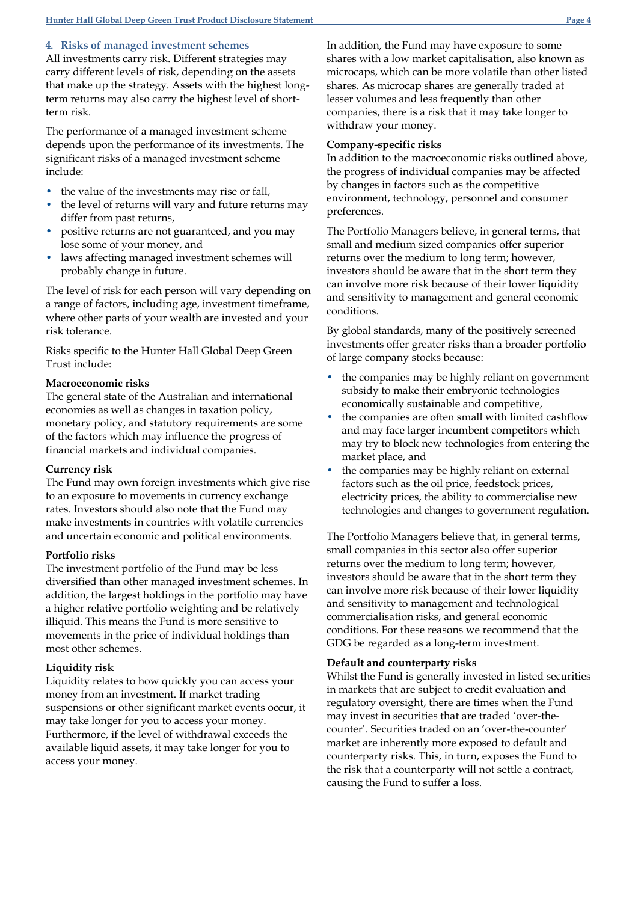## 4. Risks of managed investment schemes

All investments carry risk. Different strategies may carry different levels of risk, depending on the assets that make up the strategy. Assets with the highest long-term returns may also carry the highest level of short-term risk.

The performance of a managed investment scheme depends upon the performance of its investments. The significant risks of a managed investment scheme include:

- the value of the investments may rise or fall,
- the level of returns will vary and future returns may differ from past returns,
- positive returns are not guaranteed, and you may lose some of your money, and
- laws affecting managed investment schemes will probably change in future.

The level of risk for each person will vary depending on a range of factors, including age, investment timeframe, where other parts of your wealth are invested and your risk tolerance.

Risks specific to the Hunter Hall Global Deep Green Trust include:

**Macroeconomic risks**

The general state of the Australian and international economies as well as changes in taxation policy, monetary policy, and statutory requirements are some of the factors which may influence the progress of financial markets and individual companies.

**Currency risk**

The Fund may own foreign investments which give rise to an exposure to movements in currency exchange rates. Investors should also note that the Fund may make investments in countries with volatile currencies and uncertain economic and political environments.

**Portfolio risks**

The investment portfolio of the Fund may be less diversified than other managed investment schemes. In addition, the largest holdings in the portfolio may have a higher relative portfolio weighting and be relatively illiquid. This means the Fund is more sensitive to movements in the price of individual holdings than most other schemes.

**Liquidity risk**

Liquidity relates to how quickly you can access your money from an investment. If market trading suspensions or other significant market events occur, it may take longer for you to access your money. Furthermore, if the level of withdrawal exceeds the available liquid assets, it may take longer for you to access your money.

In addition, the Fund may have exposure to some shares with a low market capitalisation, also known as microcaps, which can be more volatile than other listed shares. As microcap shares are generally traded at lesser volumes and less frequently than other companies, there is a risk that it may take longer to withdraw your money.

**Company-specific risks**

In addition to the macroeconomic risks outlined above, the progress of individual companies may be affected by changes in factors such as the competitive environment, technology, personnel and consumer preferences.

The Portfolio Managers believe, in general terms, that small and medium sized companies offer superior returns over the medium to long term; however, investors should be aware that in the short term they can involve more risk because of their lower liquidity and sensitivity to management and general economic conditions.

By global standards, many of the positively screened investments offer greater risks than a broader portfolio of large company stocks because:

- the companies may be highly reliant on government subsidy to make their embryonic technologies economically sustainable and competitive,
- the companies are often small with limited cashflow and may face larger incumbent competitors which may try to block new technologies from entering the market place, and
- the companies may be highly reliant on external factors such as the oil price, feedstock prices, electricity prices, the ability to commercialise new technologies and changes to government regulation.

The Portfolio Managers believe that, in general terms, small companies in this sector also offer superior returns over the medium to long term; however, investors should be aware that in the short term they can involve more risk because of their lower liquidity and sensitivity to management and technological commercialisation risks, and general economic conditions. For these reasons we recommend that the GDG be regarded as a long-term investment.

**Default and counterparty risks**

Whilst the Fund is generally invested in listed securities in markets that are subject to credit evaluation and regulatory oversight, there are times when the Fund may invest in securities that are traded 'over-the-counter'. Securities traded on an 'over-the-counter' market are inherently more exposed to default and counterparty risks. This, in turn, exposes the Fund to the risk that a counterparty will not settle a contract, causing the Fund to suffer a loss.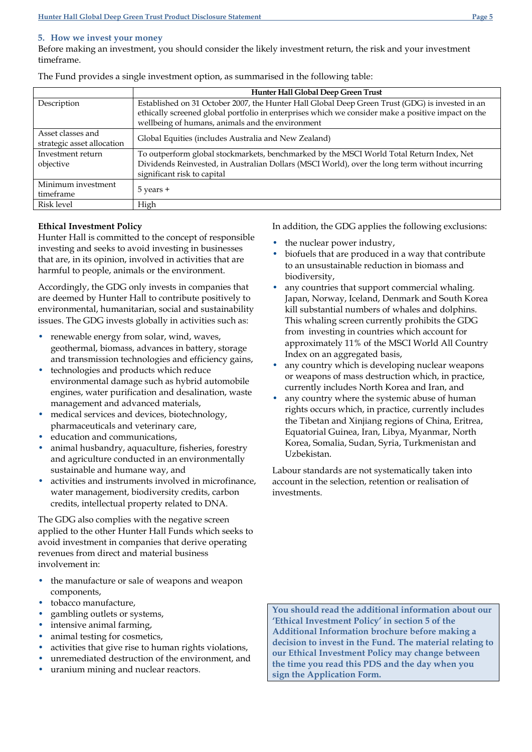## 5. How we invest your money

Before making an investment, you should consider the likely investment return, the risk and your investment timeframe.

The Fund provides a single investment option, as summarised in the following table:

| | Hunter Hall Global Deep Green Trust |
|---|---|
| Description | Established on 31 October 2007, the Hunter Hall Global Deep Green Trust (GDG) is invested in an ethically screened global portfolio in enterprises which we consider make a positive impact on the wellbeing of humans, animals and the environment |
| Asset classes and strategic asset allocation | Global Equities (includes Australia and New Zealand) |
| Investment return objective | To outperform global stockmarkets, benchmarked by the MSCI World Total Return Index, Net Dividends Reinvested, in Australian Dollars (MSCI World), over the long term without incurring significant risk to capital |
| Minimum investment timeframe | 5 years + |
| Risk level | High |

### Ethical Investment Policy

Hunter Hall is committed to the concept of responsible investing and seeks to avoid investing in businesses that are, in its opinion, involved in activities that are harmful to people, animals or the environment.

Accordingly, the GDG only invests in companies that are deemed by Hunter Hall to contribute positively to environmental, humanitarian, social and sustainability issues. The GDG invests globally in activities such as:

- renewable energy from solar, wind, waves, geothermal, biomass, advances in battery, storage and transmission technologies and efficiency gains,
- technologies and products which reduce environmental damage such as hybrid automobile engines, water purification and desalination, waste management and advanced materials,
- medical services and devices, biotechnology, pharmaceuticals and veterinary care,
- education and communications,
- animal husbandry, aquaculture, fisheries, forestry and agriculture conducted in an environmentally sustainable and humane way, and
- activities and instruments involved in microfinance, water management, biodiversity credits, carbon credits, intellectual property related to DNA.

The GDG also complies with the negative screen applied to the other Hunter Hall Funds which seeks to avoid investment in companies that derive operating revenues from direct and material business involvement in:

- the manufacture or sale of weapons and weapon components,
- tobacco manufacture,
- gambling outlets or systems,
- intensive animal farming,
- animal testing for cosmetics,
- activities that give rise to human rights violations,
- unremediated destruction of the environment, and
- uranium mining and nuclear reactors.

In addition, the GDG applies the following exclusions:

- the nuclear power industry,
- biofuels that are produced in a way that contribute to an unsustainable reduction in biomass and biodiversity,
- any countries that support commercial whaling. Japan, Norway, Iceland, Denmark and South Korea kill substantial numbers of whales and dolphins. This whaling screen currently prohibits the GDG from investing in countries which account for approximately 11% of the MSCI World All Country Index on an aggregated basis,
- any country which is developing nuclear weapons or weapons of mass destruction which, in practice, currently includes North Korea and Iran, and
- any country where the systemic abuse of human rights occurs which, in practice, currently includes the Tibetan and Xinjiang regions of China, Eritrea, Equatorial Guinea, Iran, Libya, Myanmar, North Korea, Somalia, Sudan, Syria, Turkmenistan and Uzbekistan.

Labour standards are not systematically taken into account in the selection, retention or realisation of investments.

**You should read the additional information about our 'Ethical Investment Policy' in section 5 of the Additional Information brochure before making a decision to invest in the Fund. The material relating to our Ethical Investment Policy may change between the time you read this PDS and the day when you sign the Application Form.**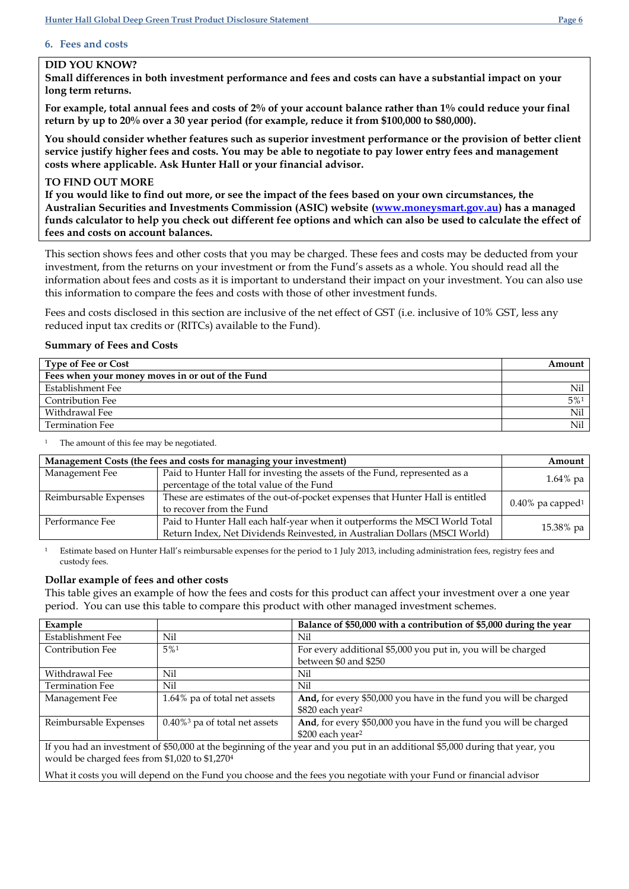## 6. Fees and costs

**DID YOU KNOW?**
**Small differences in both investment performance and fees and costs can have a substantial impact on your long term returns.**

**For example, total annual fees and costs of 2% of your account balance rather than 1% could reduce your final return by up to 20% over a 30 year period (for example, reduce it from $100,000 to $80,000).**

**You should consider whether features such as superior investment performance or the provision of better client service justify higher fees and costs. You may be able to negotiate to pay lower entry fees and management costs where applicable. Ask Hunter Hall or your financial advisor.**

**TO FIND OUT MORE**
**If you would like to find out more, or see the impact of the fees based on your own circumstances, the Australian Securities and Investments Commission (ASIC) website ([www.moneysmart.gov.au](www.moneysmart.gov.au)) has a managed funds calculator to help you check out different fee options and which can also be used to calculate the effect of fees and costs on account balances.**

This section shows fees and other costs that you may be charged. These fees and costs may be deducted from your investment, from the returns on your investment or from the Fund's assets as a whole. You should read all the information about fees and costs as it is important to understand their impact on your investment. You can also use this information to compare the fees and costs with those of other investment funds.

Fees and costs disclosed in this section are inclusive of the net effect of GST (i.e. inclusive of 10% GST, less any reduced input tax credits or (RITCs) available to the Fund).

### Summary of Fees and Costs

| Type of Fee or Cost | Amount |
|---|---|
| **Fees when your money moves in or out of the Fund** | |
| Establishment Fee | Nil |
| Contribution Fee | 5%[1] |
| Withdrawal Fee | Nil |
| Termination Fee | Nil |

[1] The amount of this fee may be negotiated.

| Management Costs (the fees and costs for managing your investment) | | Amount |
|---|---|---|
| Management Fee | Paid to Hunter Hall for investing the assets of the Fund, represented as a percentage of the total value of the Fund | 1.64% pa |
| Reimbursable Expenses | These are estimates of the out-of-pocket expenses that Hunter Hall is entitled to recover from the Fund | 0.40% pa capped[1] |
| Performance Fee | Paid to Hunter Hall each half-year when it outperforms the MSCI World Total Return Index, Net Dividends Reinvested, in Australian Dollars (MSCI World) | 15.38% pa |

[1] Estimate based on Hunter Hall's reimbursable expenses for the period to 1 July 2013, including administration fees, registry fees and custody fees.

### Dollar example of fees and other costs

This table gives an example of how the fees and costs for this product can affect your investment over a one year period. You can use this table to compare this product with other managed investment schemes.

| Example | | Balance of $50,000 with a contribution of $5,000 during the year |
|---|---|---|
| Establishment Fee | Nil | Nil |
| Contribution Fee | 5%[1] | For every additional $5,000 you put in, you will be charged between $0 and $250 |
| Withdrawal Fee | Nil | Nil |
| Termination Fee | Nil | Nil |
| Management Fee | 1.64% pa of total net assets | **And,** for every $50,000 you have in the fund you will be charged $820 each year[2] |
| Reimbursable Expenses | 0.40%[3] pa of total net assets | **And**, for every $50,000 you have in the fund you will be charged $200 each year[2] |
| If you had an investment of $50,000 at the beginning of the year and you put in an additional $5,000 during that year, you would be charged fees from $1,020 to $1,270[4] | | |
| What it costs you will depend on the Fund you choose and the fees you negotiate with your Fund or financial advisor | | |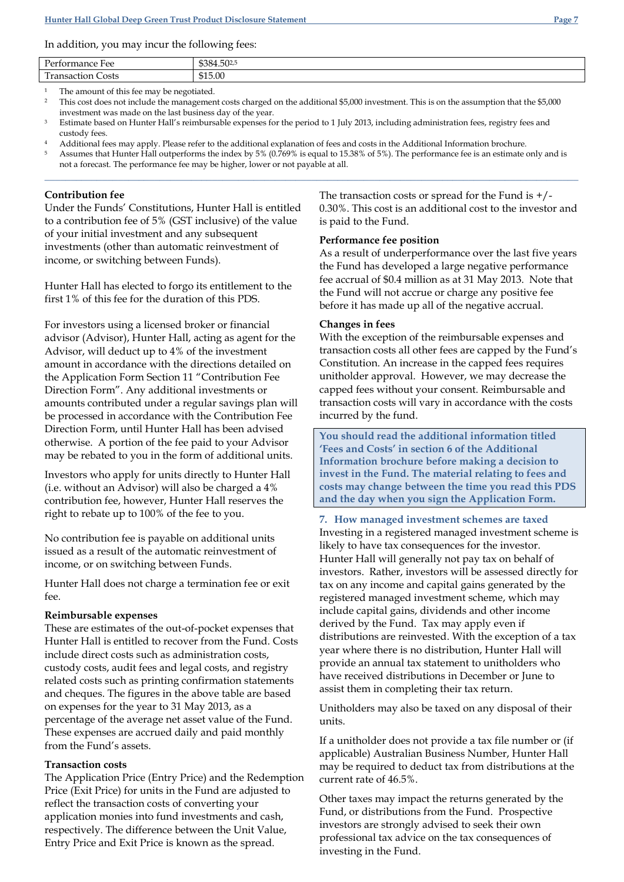In addition, you may incur the following fees:

| Performance Fee | $384.50[2,5] |
|---|---|
| Transaction Costs | $15.00 |

[1] The amount of this fee may be negotiated.

[2] This cost does not include the management costs charged on the additional $5,000 investment. This is on the assumption that the $5,000 investment was made on the last business day of the year.

[3] Estimate based on Hunter Hall's reimbursable expenses for the period to 1 July 2013, including administration fees, registry fees and custody fees.

[4] Additional fees may apply. Please refer to the additional explanation of fees and costs in the Additional Information brochure.

[5] Assumes that Hunter Hall outperforms the index by 5% (0.769% is equal to 15.38% of 5%). The performance fee is an estimate only and is not a forecast. The performance fee may be higher, lower or not payable at all.

---

**Contribution fee**

Under the Funds' Constitutions, Hunter Hall is entitled to a contribution fee of 5% (GST inclusive) of the value of your initial investment and any subsequent investments (other than automatic reinvestment of income, or switching between Funds).

Hunter Hall has elected to forgo its entitlement to the first 1% of this fee for the duration of this PDS.

For investors using a licensed broker or financial advisor (Advisor), Hunter Hall, acting as agent for the Advisor, will deduct up to 4% of the investment amount in accordance with the directions detailed on the Application Form Section 11 "Contribution Fee Direction Form". Any additional investments or amounts contributed under a regular savings plan will be processed in accordance with the Contribution Fee Direction Form, until Hunter Hall has been advised otherwise. A portion of the fee paid to your Advisor may be rebated to you in the form of additional units.

Investors who apply for units directly to Hunter Hall (i.e. without an Advisor) will also be charged a 4% contribution fee, however, Hunter Hall reserves the right to rebate up to 100% of the fee to you.

No contribution fee is payable on additional units issued as a result of the automatic reinvestment of income, or on switching between Funds.

Hunter Hall does not charge a termination fee or exit fee.

**Reimbursable expenses**

These are estimates of the out-of-pocket expenses that Hunter Hall is entitled to recover from the Fund. Costs include direct costs such as administration costs, custody costs, audit fees and legal costs, and registry related costs such as printing confirmation statements and cheques. The figures in the above table are based on expenses for the year to 31 May 2013, as a percentage of the average net asset value of the Fund. These expenses are accrued daily and paid monthly from the Fund's assets.

**Transaction costs**

The Application Price (Entry Price) and the Redemption Price (Exit Price) for units in the Fund are adjusted to reflect the transaction costs of converting your application monies into fund investments and cash, respectively. The difference between the Unit Value, Entry Price and Exit Price is known as the spread.

The transaction costs or spread for the Fund is +/- 0.30%. This cost is an additional cost to the investor and is paid to the Fund.

**Performance fee position**

As a result of underperformance over the last five years the Fund has developed a large negative performance fee accrual of $0.4 million as at 31 May 2013. Note that the Fund will not accrue or charge any positive fee before it has made up all of the negative accrual.

**Changes in fees**

With the exception of the reimbursable expenses and transaction costs all other fees are capped by the Fund's Constitution. An increase in the capped fees requires unitholder approval. However, we may decrease the capped fees without your consent. Reimbursable and transaction costs will vary in accordance with the costs incurred by the fund.

**You should read the additional information titled 'Fees and Costs' in section 6 of the Additional Information brochure before making a decision to invest in the Fund. The material relating to fees and costs may change between the time you read this PDS and the day when you sign the Application Form.**

## 7. How managed investment schemes are taxed

Investing in a registered managed investment scheme is likely to have tax consequences for the investor. Hunter Hall will generally not pay tax on behalf of investors. Rather, investors will be assessed directly for tax on any income and capital gains generated by the registered managed investment scheme, which may include capital gains, dividends and other income derived by the Fund. Tax may apply even if distributions are reinvested. With the exception of a tax year where there is no distribution, Hunter Hall will provide an annual tax statement to unitholders who have received distributions in December or June to assist them in completing their tax return.

Unitholders may also be taxed on any disposal of their units.

If a unitholder does not provide a tax file number or (if applicable) Australian Business Number, Hunter Hall may be required to deduct tax from distributions at the current rate of 46.5%.

Other taxes may impact the returns generated by the Fund, or distributions from the Fund. Prospective investors are strongly advised to seek their own professional tax advice on the tax consequences of investing in the Fund.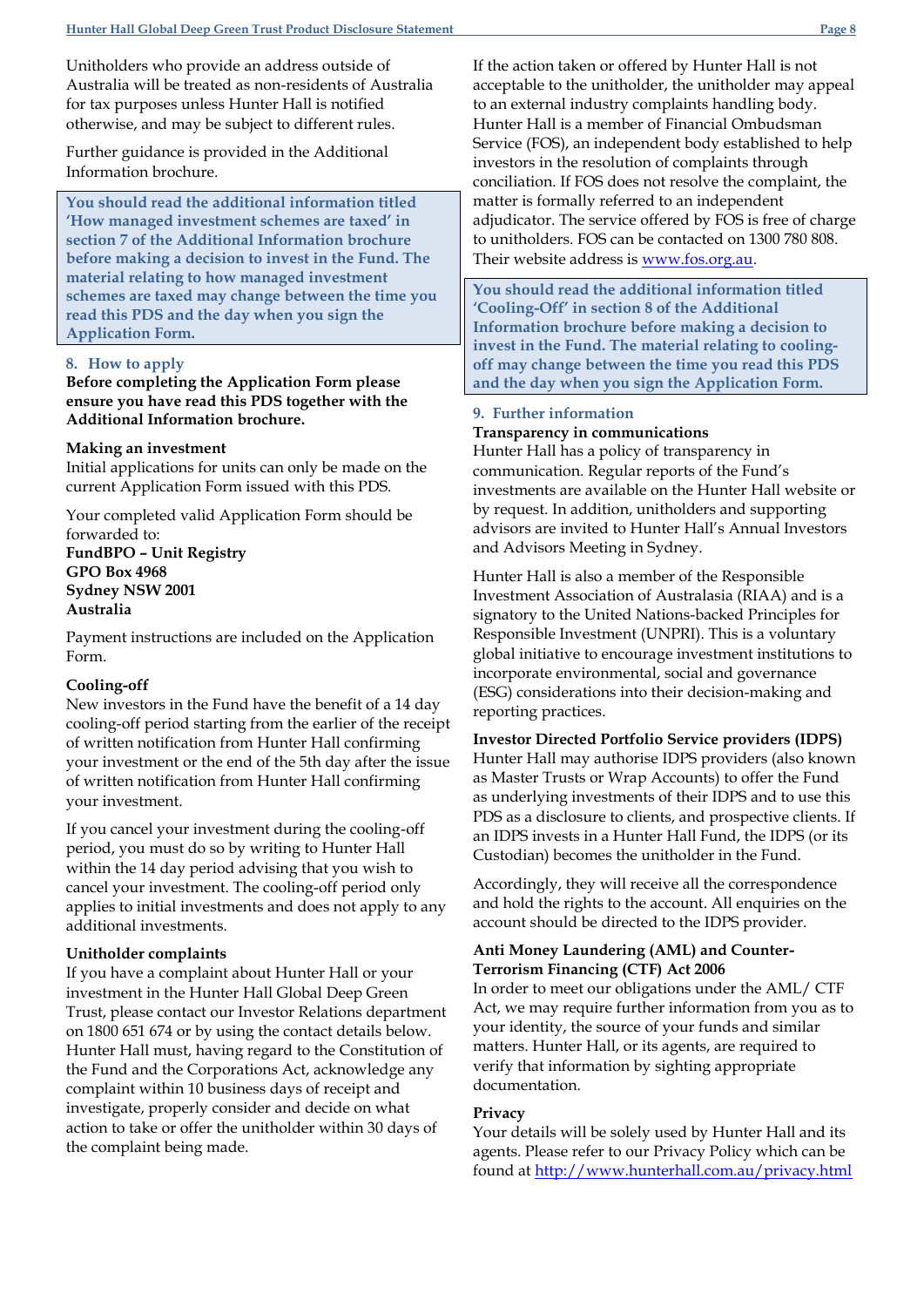Unitholders who provide an address outside of Australia will be treated as non-residents of Australia for tax purposes unless Hunter Hall is notified otherwise, and may be subject to different rules.

Further guidance is provided in the Additional Information brochure.

**You should read the additional information titled 'How managed investment schemes are taxed' in section 7 of the Additional Information brochure before making a decision to invest in the Fund. The material relating to how managed investment schemes are taxed may change between the time you read this PDS and the day when you sign the Application Form.**

## 8. How to apply

**Before completing the Application Form please ensure you have read this PDS together with the Additional Information brochure.**

### Making an investment

Initial applications for units can only be made on the current Application Form issued with this PDS.

Your completed valid Application Form should be forwarded to:

**FundBPO – Unit Registry**
**GPO Box 4968**
**Sydney NSW 2001**
**Australia**

Payment instructions are included on the Application Form.

### Cooling-off

New investors in the Fund have the benefit of a 14 day cooling-off period starting from the earlier of the receipt of written notification from Hunter Hall confirming your investment or the end of the 5th day after the issue of written notification from Hunter Hall confirming your investment.

If you cancel your investment during the cooling-off period, you must do so by writing to Hunter Hall within the 14 day period advising that you wish to cancel your investment. The cooling-off period only applies to initial investments and does not apply to any additional investments.

### Unitholder complaints

If you have a complaint about Hunter Hall or your investment in the Hunter Hall Global Deep Green Trust, please contact our Investor Relations department on 1800 651 674 or by using the contact details below. Hunter Hall must, having regard to the Constitution of the Fund and the Corporations Act, acknowledge any complaint within 10 business days of receipt and investigate, properly consider and decide on what action to take or offer the unitholder within 30 days of the complaint being made.

If the action taken or offered by Hunter Hall is not acceptable to the unitholder, the unitholder may appeal to an external industry complaints handling body. Hunter Hall is a member of Financial Ombudsman Service (FOS), an independent body established to help investors in the resolution of complaints through conciliation. If FOS does not resolve the complaint, the matter is formally referred to an independent adjudicator. The service offered by FOS is free of charge to unitholders. FOS can be contacted on 1300 780 808. Their website address is www.fos.org.au.

**You should read the additional information titled 'Cooling-Off' in section 8 of the Additional Information brochure before making a decision to invest in the Fund. The material relating to cooling-off may change between the time you read this PDS and the day when you sign the Application Form.**

## 9. Further information

### Transparency in communications

Hunter Hall has a policy of transparency in communication. Regular reports of the Fund's investments are available on the Hunter Hall website or by request. In addition, unitholders and supporting advisors are invited to Hunter Hall's Annual Investors and Advisors Meeting in Sydney.

Hunter Hall is also a member of the Responsible Investment Association of Australasia (RIAA) and is a signatory to the United Nations-backed Principles for Responsible Investment (UNPRI). This is a voluntary global initiative to encourage investment institutions to incorporate environmental, social and governance (ESG) considerations into their decision-making and reporting practices.

### Investor Directed Portfolio Service providers (IDPS)

Hunter Hall may authorise IDPS providers (also known as Master Trusts or Wrap Accounts) to offer the Fund as underlying investments of their IDPS and to use this PDS as a disclosure to clients, and prospective clients. If an IDPS invests in a Hunter Hall Fund, the IDPS (or its Custodian) becomes the unitholder in the Fund.

Accordingly, they will receive all the correspondence and hold the rights to the account. All enquiries on the account should be directed to the IDPS provider.

### Anti Money Laundering (AML) and Counter-Terrorism Financing (CTF) Act 2006

In order to meet our obligations under the AML/ CTF Act, we may require further information from you as to your identity, the source of your funds and similar matters. Hunter Hall, or its agents, are required to verify that information by sighting appropriate documentation.

### Privacy

Your details will be solely used by Hunter Hall and its agents. Please refer to our Privacy Policy which can be found at http://www.hunterhall.com.au/privacy.html